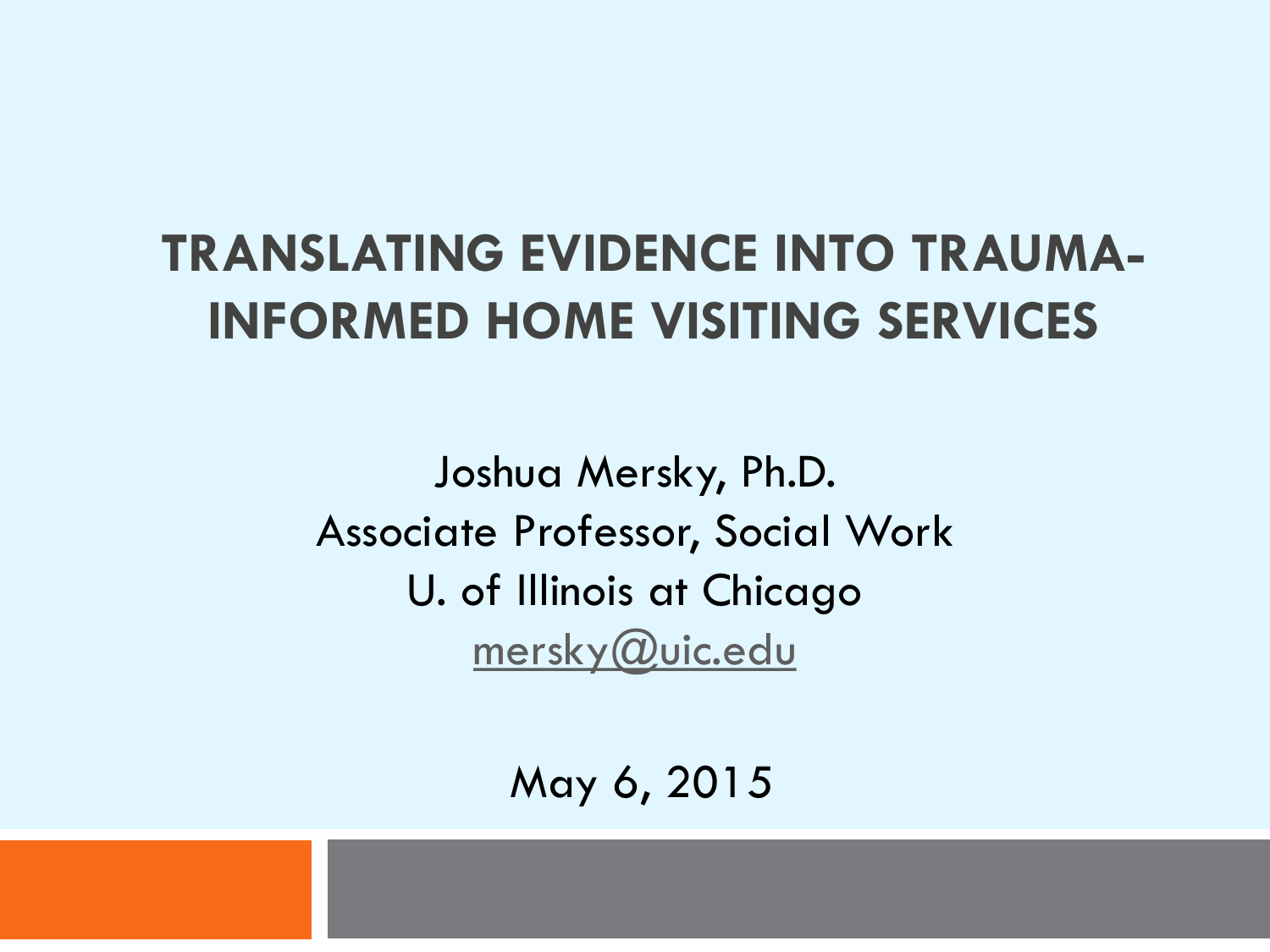# TRANSLATING EVIDENCE INTO TRAUMA-INFORMED HOME VISITING SERVICES

Joshua Mersky, Ph.D.
Associate Professor, Social Work
U. of Illinois at Chicago
mersky@uic.edu

May 6, 2015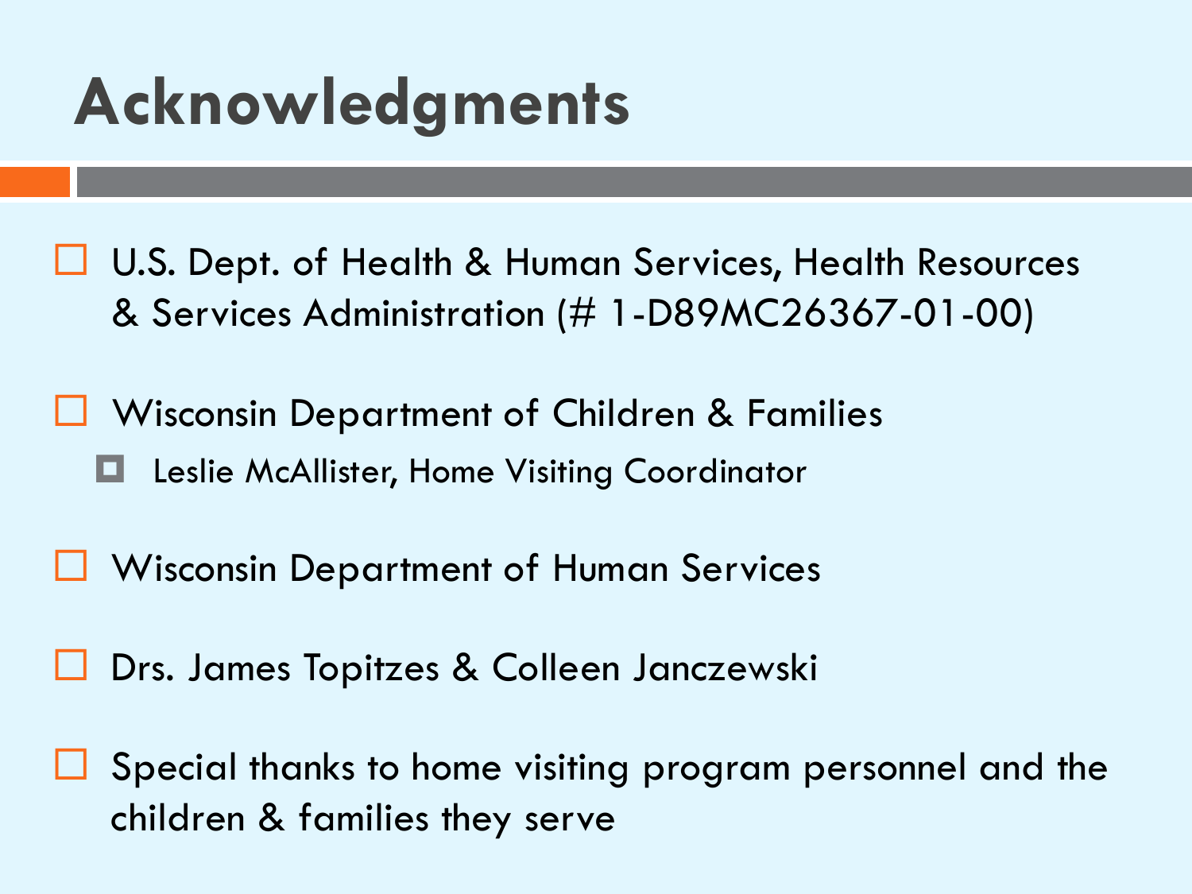# Acknowledgments

- U.S. Dept. of Health & Human Services, Health Resources & Services Administration (# 1-D89MC26367-01-00)
- Wisconsin Department of Children & Families
  - Leslie McAllister, Home Visiting Coordinator
- Wisconsin Department of Human Services
- Drs. James Topitzes & Colleen Janczewski
- Special thanks to home visiting program personnel and the children & families they serve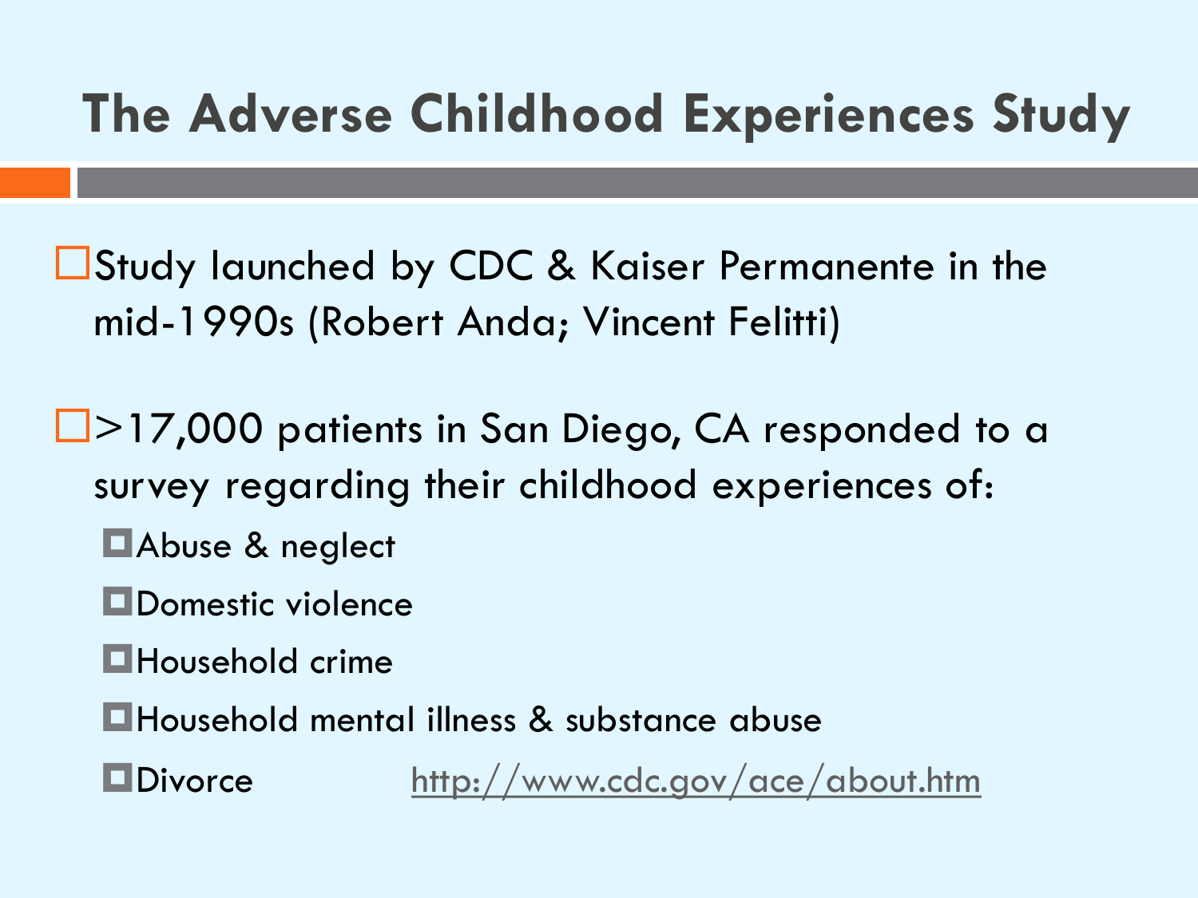# The Adverse Childhood Experiences Study

- Study launched by CDC & Kaiser Permanente in the mid-1990s (Robert Anda; Vincent Felitti)

- >17,000 patients in San Diego, CA responded to a survey regarding their childhood experiences of:
  - Abuse & neglect
  - Domestic violence
  - Household crime
  - Household mental illness & substance abuse
  - Divorce

http://www.cdc.gov/ace/about.htm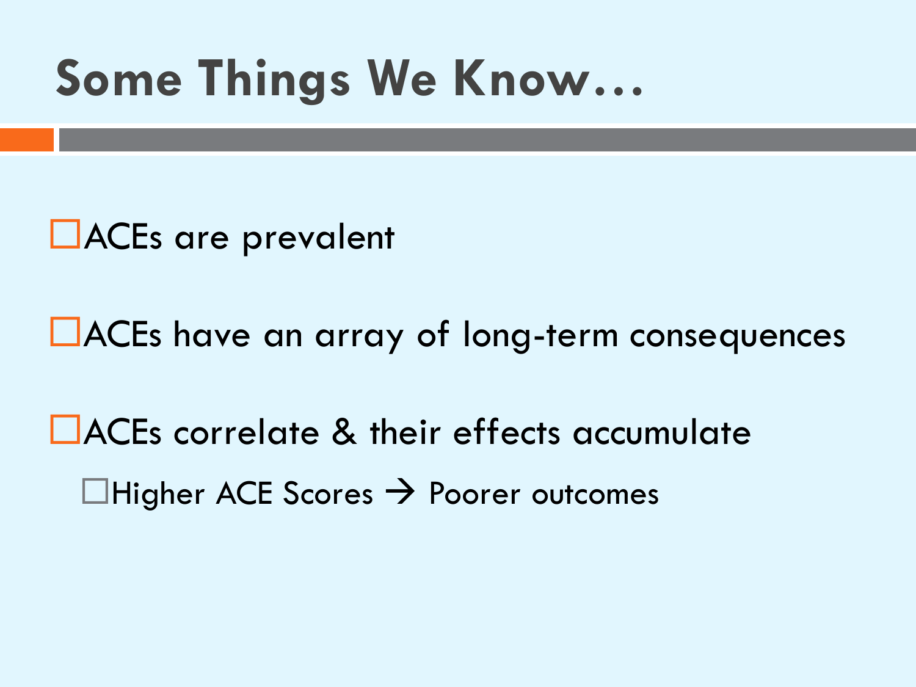# Some Things We Know…

- ACEs are prevalent
- ACEs have an array of long-term consequences
- ACEs correlate & their effects accumulate
  - Higher ACE Scores → Poorer outcomes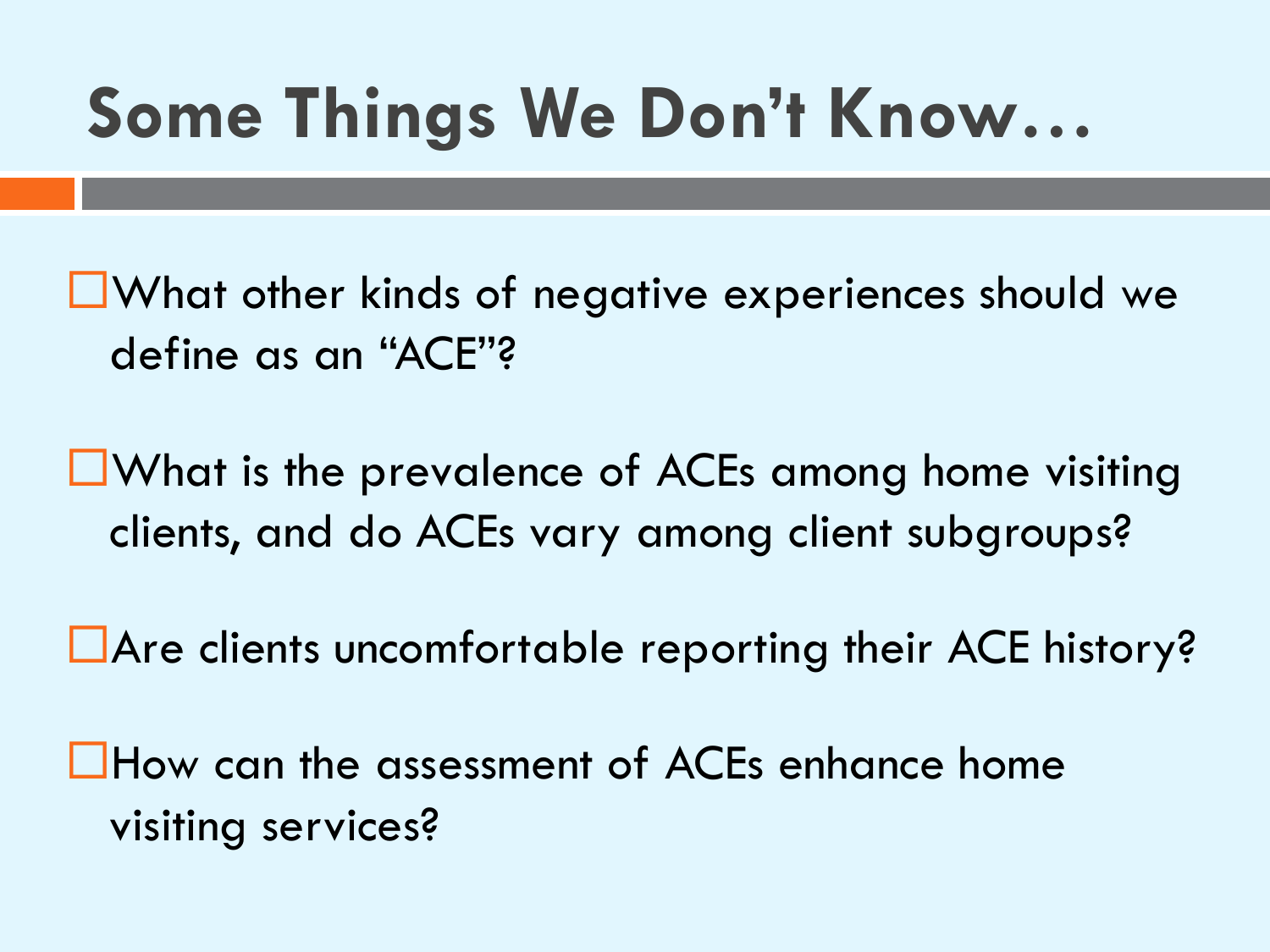# Some Things We Don't Know…

- What other kinds of negative experiences should we define as an "ACE"?
- What is the prevalence of ACEs among home visiting clients, and do ACEs vary among client subgroups?
- Are clients uncomfortable reporting their ACE history?
- How can the assessment of ACEs enhance home visiting services?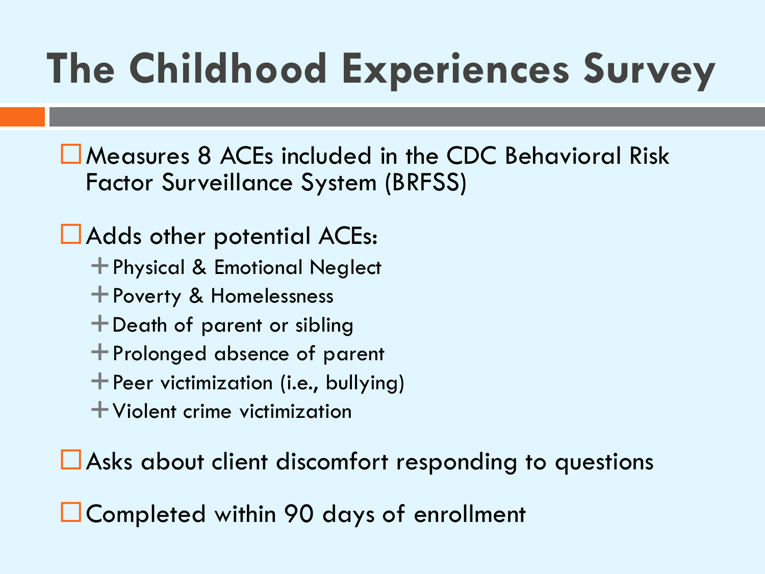# The Childhood Experiences Survey

- Measures 8 ACEs included in the CDC Behavioral Risk Factor Surveillance System (BRFSS)
- Adds other potential ACEs:
  - Physical & Emotional Neglect
  - Poverty & Homelessness
  - Death of parent or sibling
  - Prolonged absence of parent
  - Peer victimization (i.e., bullying)
  - Violent crime victimization
- Asks about client discomfort responding to questions
- Completed within 90 days of enrollment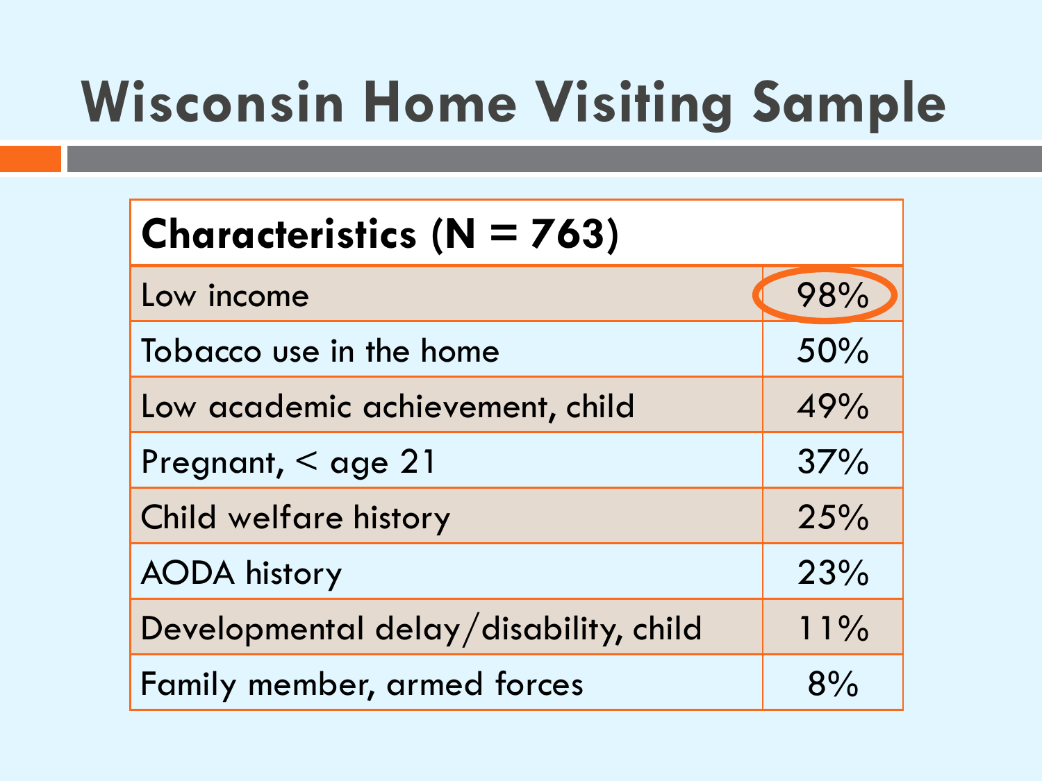# Wisconsin Home Visiting Sample

| Characteristics (N = 763) | |
|---|---|
| Low income | 98% |
| Tobacco use in the home | 50% |
| Low academic achievement, child | 49% |
| Pregnant, < age 21 | 37% |
| Child welfare history | 25% |
| AODA history | 23% |
| Developmental delay/disability, child | 11% |
| Family member, armed forces | 8% |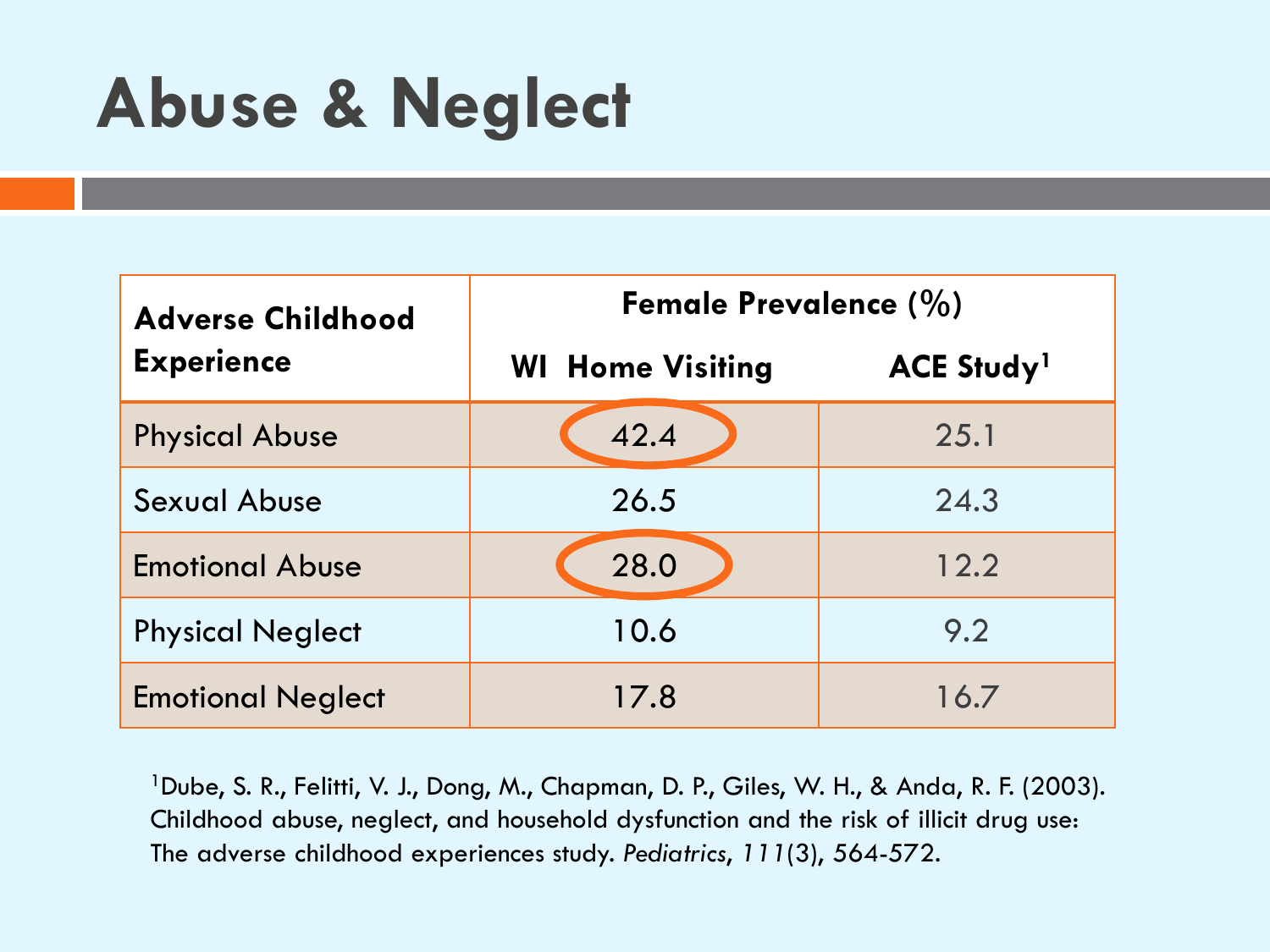# Abuse & Neglect

| Adverse Childhood Experience | Female Prevalence (%) | |
|---|---|---|
| | WI Home Visiting | ACE Study[1] |
| Physical Abuse | 42.4 | 25.1 |
| Sexual Abuse | 26.5 | 24.3 |
| Emotional Abuse | 28.0 | 12.2 |
| Physical Neglect | 10.6 | 9.2 |
| Emotional Neglect | 17.8 | 16.7 |

[1]Dube, S. R., Felitti, V. J., Dong, M., Chapman, D. P., Giles, W. H., & Anda, R. F. (2003). Childhood abuse, neglect, and household dysfunction and the risk of illicit drug use: The adverse childhood experiences study. *Pediatrics*, *111*(3), 564-572.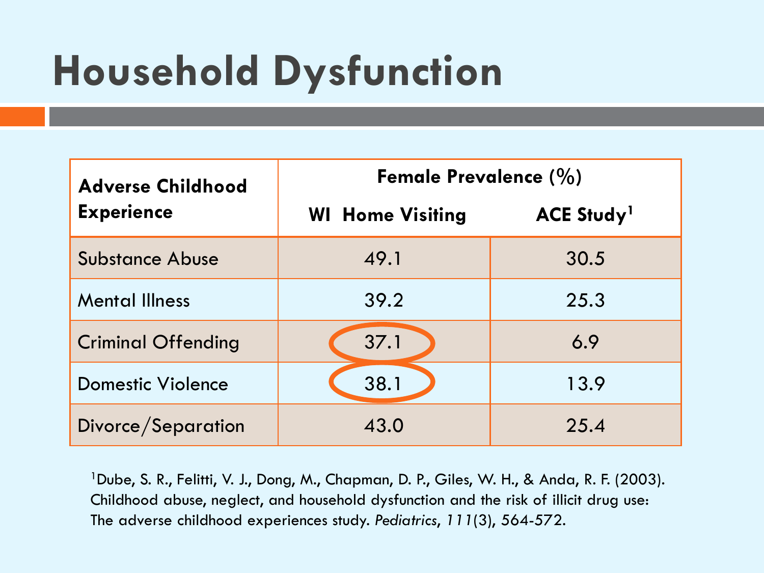# Household Dysfunction

| Adverse Childhood Experience | Female Prevalence (%) | |
|---|---|---|
| | WI Home Visiting | ACE Study[1] |
| Substance Abuse | 49.1 | 30.5 |
| Mental Illness | 39.2 | 25.3 |
| Criminal Offending | 37.1 | 6.9 |
| Domestic Violence | 38.1 | 13.9 |
| Divorce/Separation | 43.0 | 25.4 |

[1]Dube, S. R., Felitti, V. J., Dong, M., Chapman, D. P., Giles, W. H., & Anda, R. F. (2003). Childhood abuse, neglect, and household dysfunction and the risk of illicit drug use: The adverse childhood experiences study. *Pediatrics*, *111*(3), 564-572.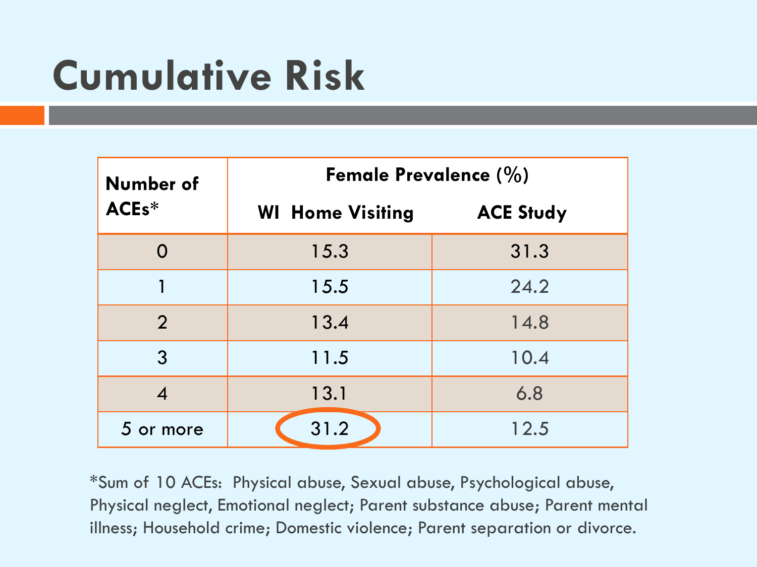# Cumulative Risk

| Number of ACEs* | Female Prevalence (%) | |
|---|---|---|
| | WI Home Visiting | ACE Study |
| 0 | 15.3 | 31.3 |
| 1 | 15.5 | 24.2 |
| 2 | 13.4 | 14.8 |
| 3 | 11.5 | 10.4 |
| 4 | 13.1 | 6.8 |
| 5 or more | 31.2 | 12.5 |

*Sum of 10 ACEs: Physical abuse, Sexual abuse, Psychological abuse, Physical neglect, Emotional neglect; Parent substance abuse; Parent mental illness; Household crime; Domestic violence; Parent separation or divorce.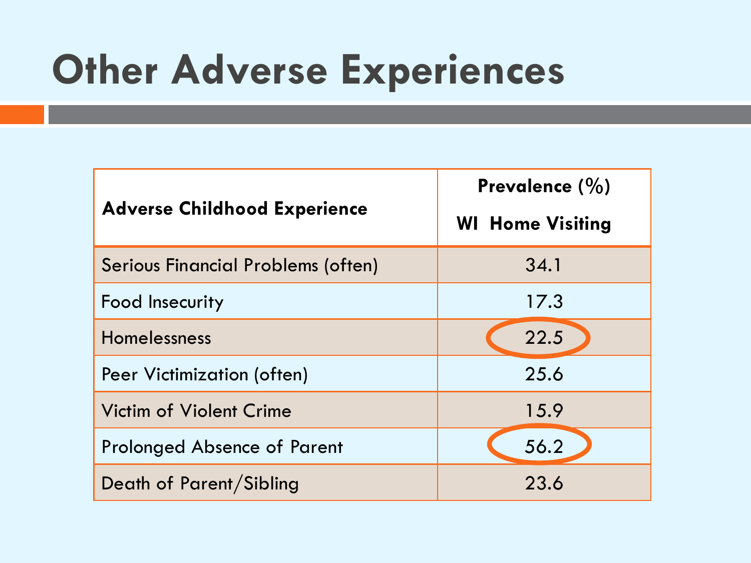# Other Adverse Experiences

| Adverse Childhood Experience | Prevalence (%) WI Home Visiting |
|---|---|
| Serious Financial Problems (often) | 34.1 |
| Food Insecurity | 17.3 |
| Homelessness | 22.5 |
| Peer Victimization (often) | 25.6 |
| Victim of Violent Crime | 15.9 |
| Prolonged Absence of Parent | 56.2 |
| Death of Parent/Sibling | 23.6 |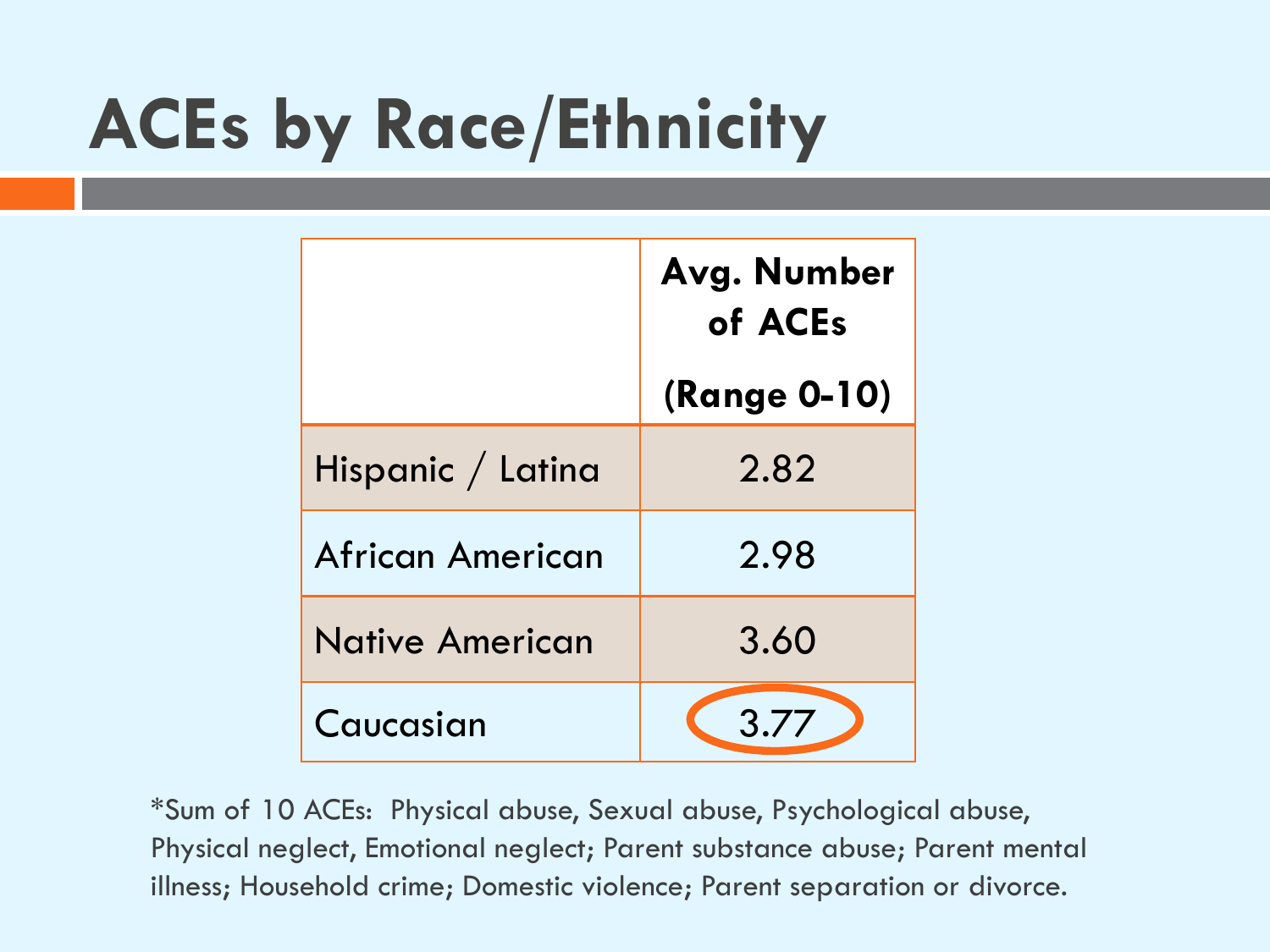# ACEs by Race/Ethnicity

| | Avg. Number of ACEs (Range 0-10) |
|---|---|
| Hispanic / Latina | 2.82 |
| African American | 2.98 |
| Native American | 3.60 |
| Caucasian | 3.77 |

*Sum of 10 ACEs: Physical abuse, Sexual abuse, Psychological abuse, Physical neglect, Emotional neglect; Parent substance abuse; Parent mental illness; Household crime; Domestic violence; Parent separation or divorce.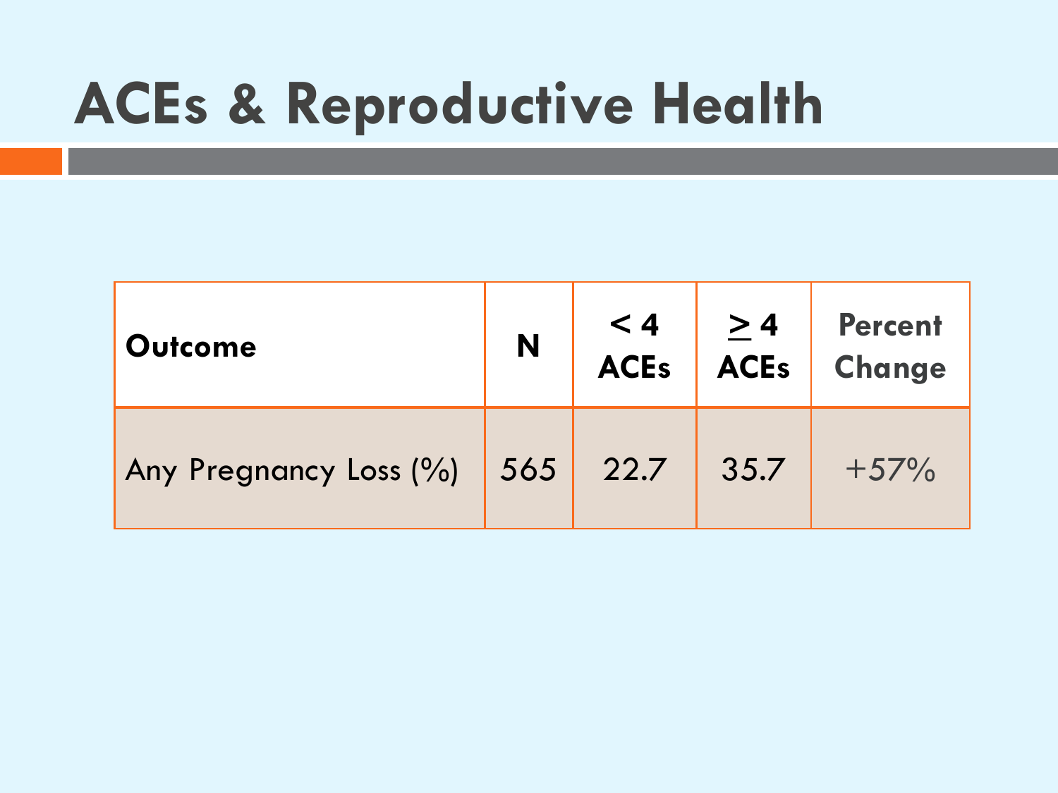# ACEs & Reproductive Health

| Outcome | N | < 4 ACEs | ≥ 4 ACEs | Percent Change |
|---|---|---|---|---|
| Any Pregnancy Loss (%) | 565 | 22.7 | 35.7 | +57% |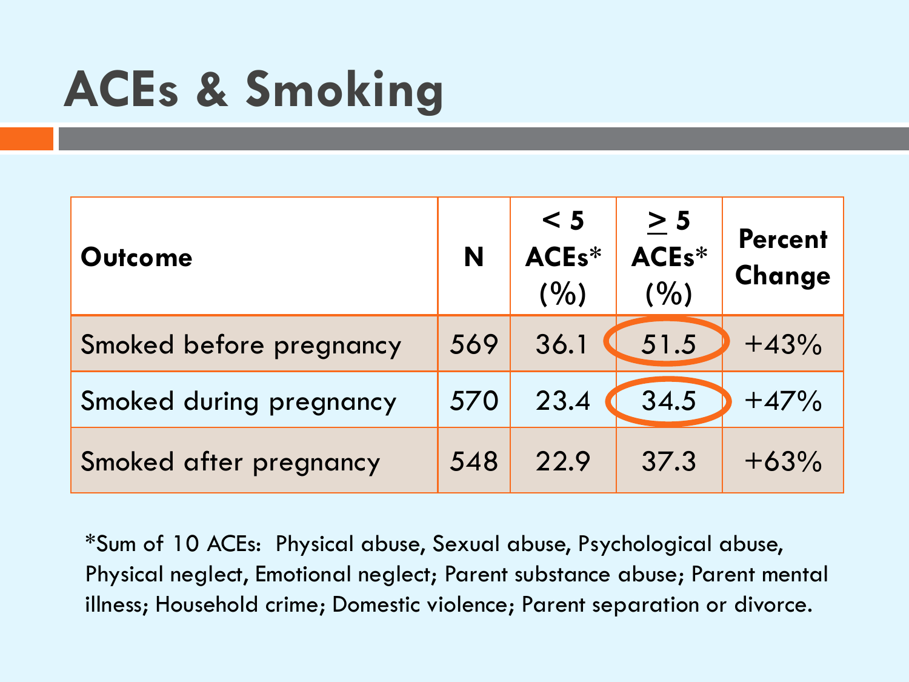# ACEs & Smoking

| Outcome | N | < 5 ACEs* (%) | ≥ 5 ACEs* (%) | Percent Change |
|---|---|---|---|---|
| Smoked before pregnancy | 569 | 36.1 | 51.5 | +43% |
| Smoked during pregnancy | 570 | 23.4 | 34.5 | +47% |
| Smoked after pregnancy | 548 | 22.9 | 37.3 | +63% |

*Sum of 10 ACEs: Physical abuse, Sexual abuse, Psychological abuse, Physical neglect, Emotional neglect; Parent substance abuse; Parent mental illness; Household crime; Domestic violence; Parent separation or divorce.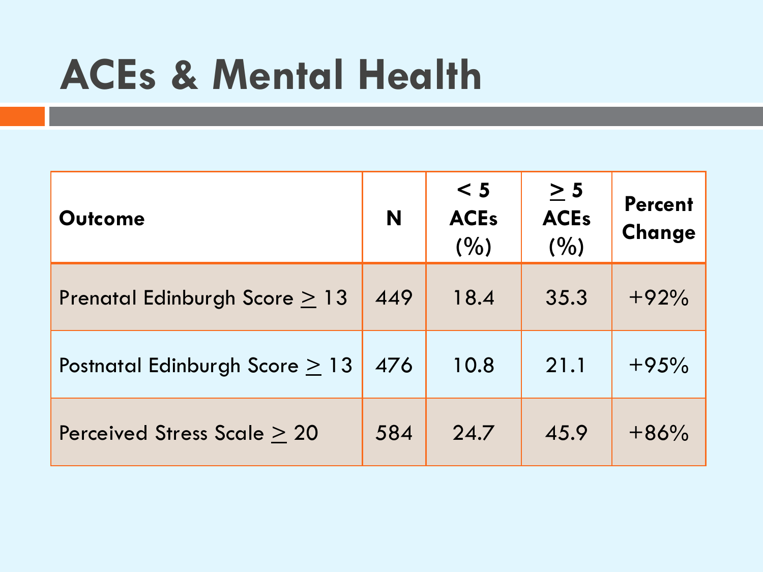# ACEs & Mental Health

| Outcome | N | < 5 ACEs (%) | ≥ 5 ACEs (%) | Percent Change |
|---|---|---|---|---|
| Prenatal Edinburgh Score ≥ 13 | 449 | 18.4 | 35.3 | +92% |
| Postnatal Edinburgh Score ≥ 13 | 476 | 10.8 | 21.1 | +95% |
| Perceived Stress Scale ≥ 20 | 584 | 24.7 | 45.9 | +86% |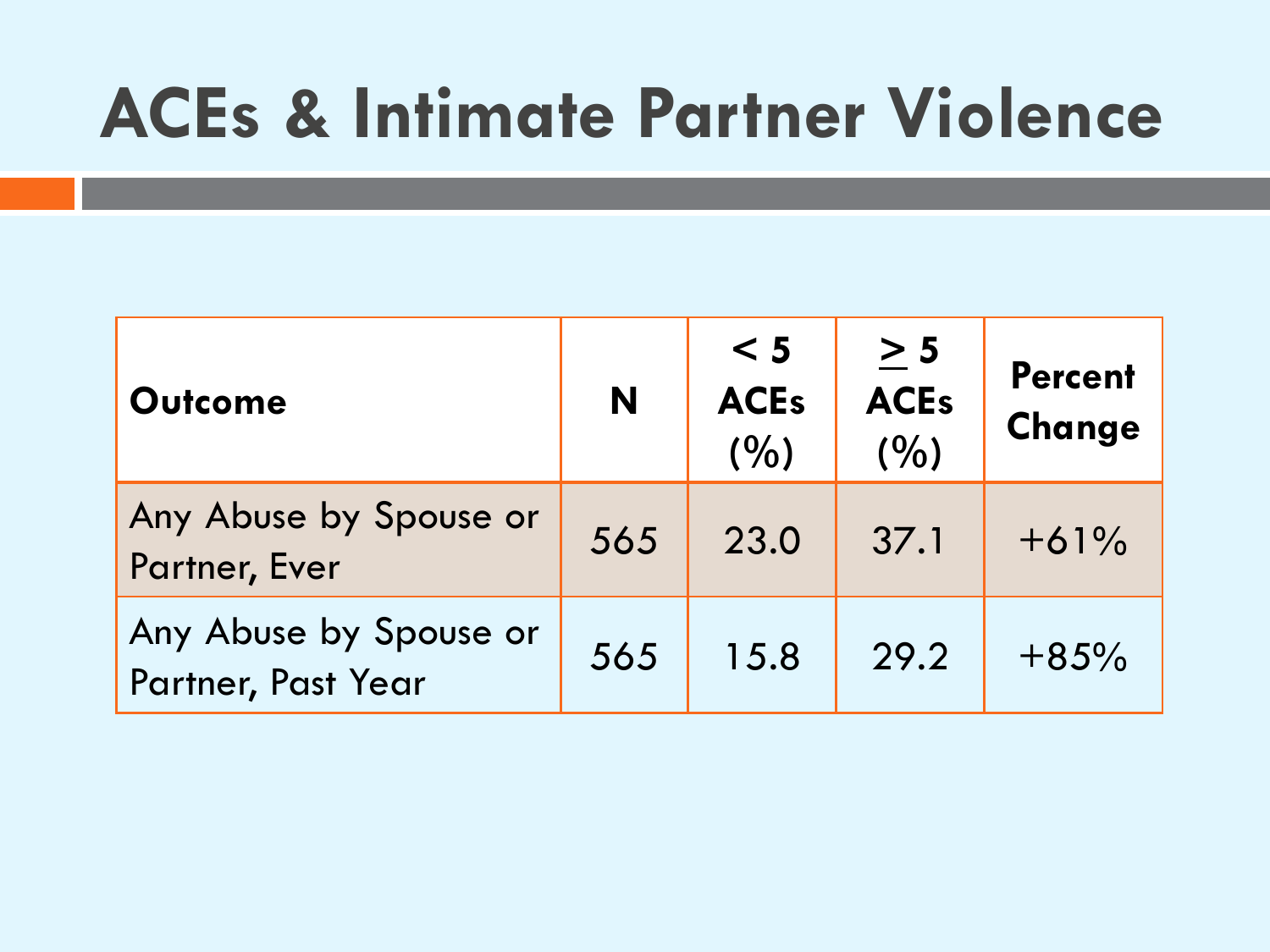# ACEs & Intimate Partner Violence

| Outcome | N | < 5 ACEs (%) | ≥ 5 ACEs (%) | Percent Change |
|---|---|---|---|---|
| Any Abuse by Spouse or Partner, Ever | 565 | 23.0 | 37.1 | +61% |
| Any Abuse by Spouse or Partner, Past Year | 565 | 15.8 | 29.2 | +85% |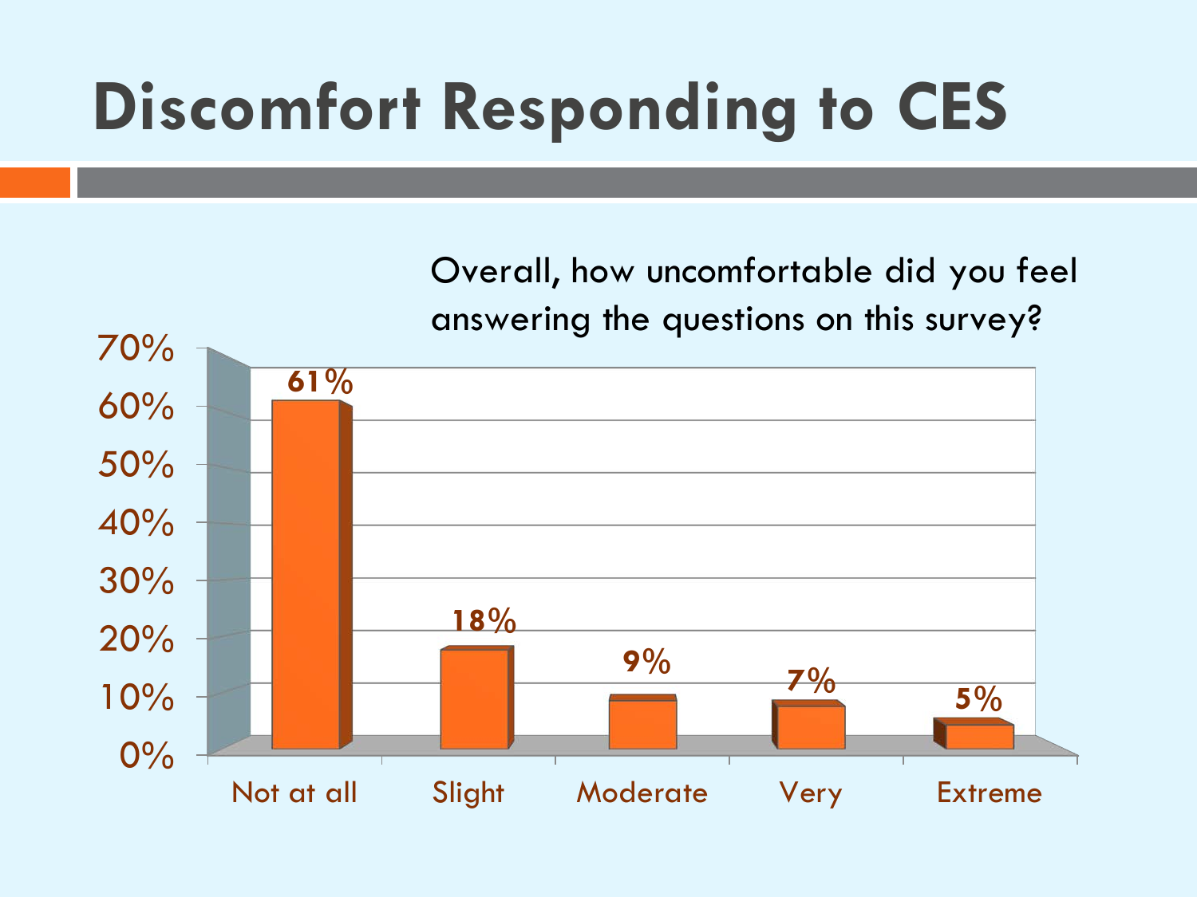# Discomfort Responding to CES

Overall, how uncomfortable did you feel answering the questions on this survey?

| Response | Percentage |
|---|---|
| Not at all | 61% |
| Slight | 18% |
| Moderate | 9% |
| Very | 7% |
| Extreme | 5% |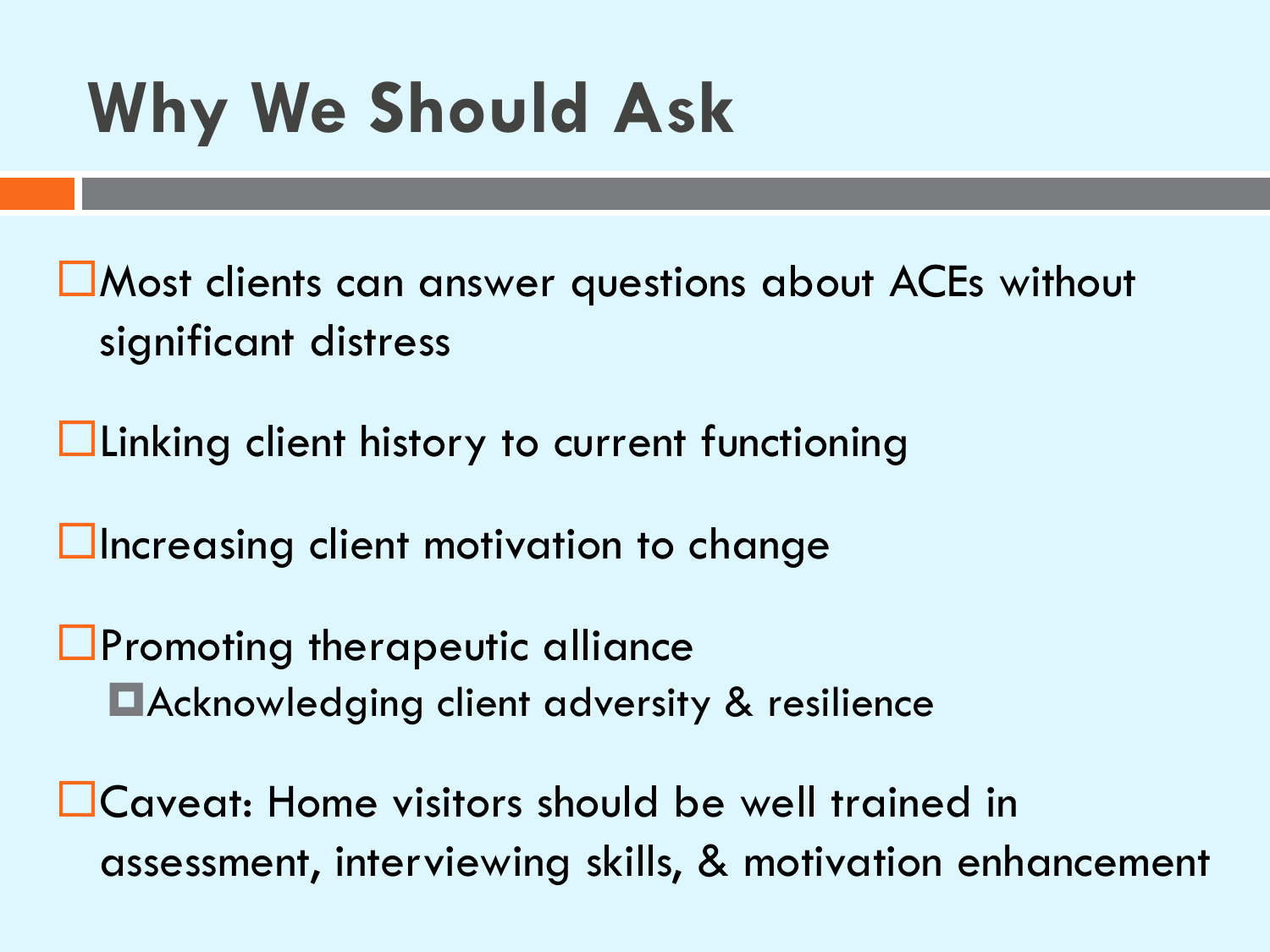# Why We Should Ask

- Most clients can answer questions about ACEs without significant distress
- Linking client history to current functioning
- Increasing client motivation to change
- Promoting therapeutic alliance
  - Acknowledging client adversity & resilience
- Caveat: Home visitors should be well trained in assessment, interviewing skills, & motivation enhancement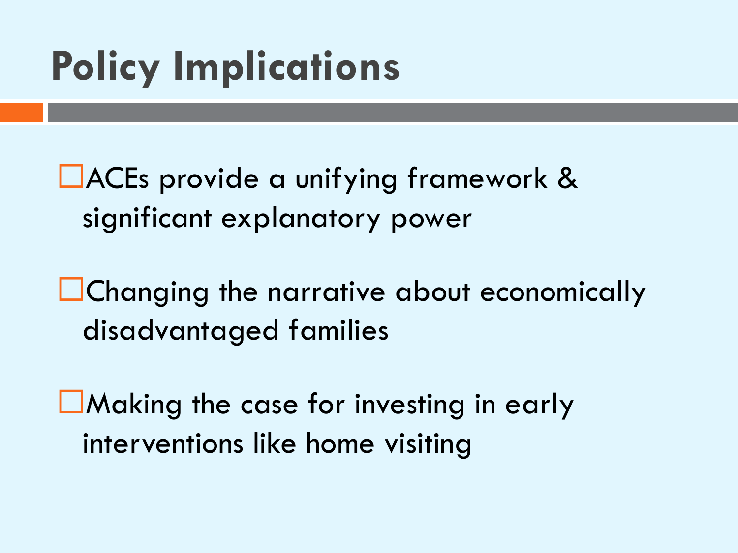# Policy Implications

- ACEs provide a unifying framework & significant explanatory power
- Changing the narrative about economically disadvantaged families
- Making the case for investing in early interventions like home visiting